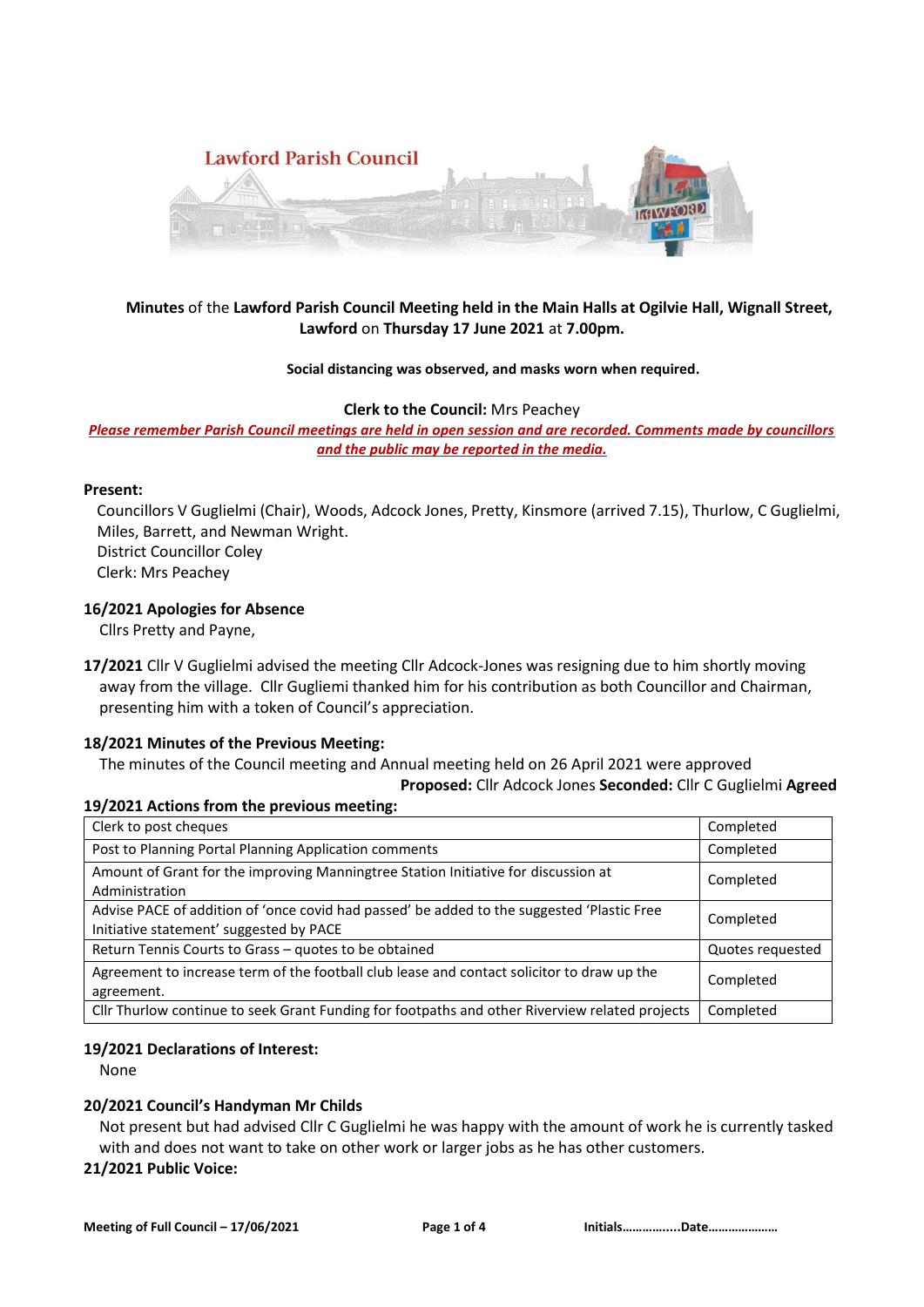Lawford Parish Council

**Minutes** of the **Lawford Parish Council Meeting held in the Main Halls at Ogilvie Hall, Wignall Street, Lawford** on **Thursday 17 June 2021** at **7.00pm.**

**Social distancing was observed, and masks worn when required.**

**Clerk to the Council:** Mrs Peachey

***Please remember Parish Council meetings are held in open session and are recorded. Comments made by councillors and the public may be reported in the media.***

**Present:**

Councillors V Guglielmi (Chair), Woods, Adcock Jones, Pretty, Kinsmore (arrived 7.15), Thurlow, C Guglielmi, Miles, Barrett, and Newman Wright.
District Councillor Coley
Clerk: Mrs Peachey

**16/2021 Apologies for Absence**

Cllrs Pretty and Payne,

**17/2021** Cllr V Guglielmi advised the meeting Cllr Adcock-Jones was resigning due to him shortly moving away from the village. Cllr Gugliemi thanked him for his contribution as both Councillor and Chairman, presenting him with a token of Council's appreciation.

**18/2021 Minutes of the Previous Meeting:**

The minutes of the Council meeting and Annual meeting held on 26 April 2021 were approved

**Proposed:** Cllr Adcock Jones **Seconded:** Cllr C Guglielmi **Agreed**

**19/2021 Actions from the previous meeting:**

| | |
|---|---|
| Clerk to post cheques | Completed |
| Post to Planning Portal Planning Application comments | Completed |
| Amount of Grant for the improving Manningtree Station Initiative for discussion at Administration | Completed |
| Advise PACE of addition of 'once covid had passed' be added to the suggested 'Plastic Free Initiative statement' suggested by PACE | Completed |
| Return Tennis Courts to Grass – quotes to be obtained | Quotes requested |
| Agreement to increase term of the football club lease and contact solicitor to draw up the agreement. | Completed |
| Cllr Thurlow continue to seek Grant Funding for footpaths and other Riverview related projects | Completed |

**19/2021 Declarations of Interest:**

None

**20/2021 Council's Handyman Mr Childs**

Not present but had advised Cllr C Guglielmi he was happy with the amount of work he is currently tasked with and does not want to take on other work or larger jobs as he has other customers.

**21/2021 Public Voice:**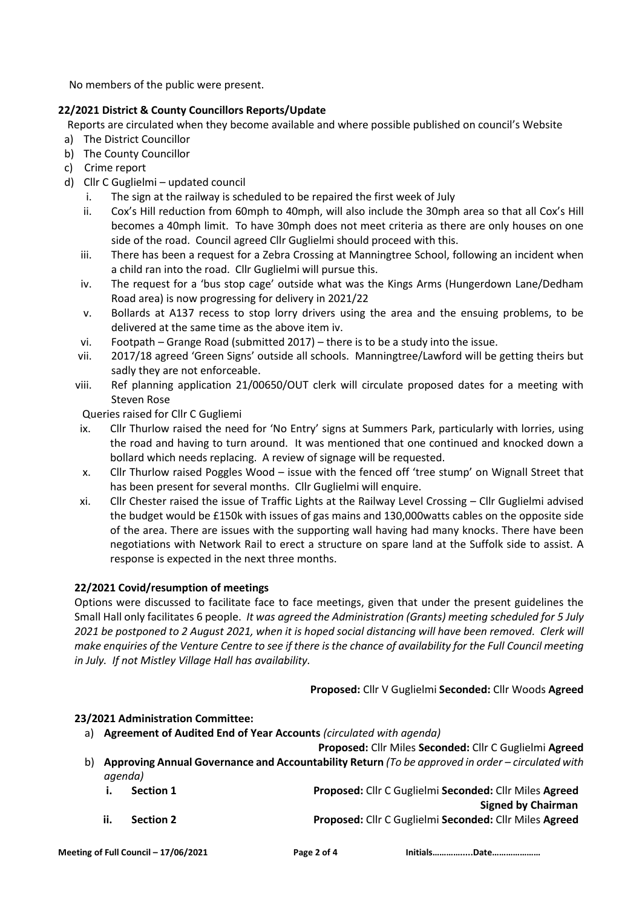No members of the public were present.

**22/2021 District & County Councillors Reports/Update**

Reports are circulated when they become available and where possible published on council's Website

a) The District Councillor
b) The County Councillor
c) Crime report
d) Cllr C Guglielmi – updated council
   i. The sign at the railway is scheduled to be repaired the first week of July
   ii. Cox's Hill reduction from 60mph to 40mph, will also include the 30mph area so that all Cox's Hill becomes a 40mph limit. To have 30mph does not meet criteria as there are only houses on one side of the road. Council agreed Cllr Guglielmi should proceed with this.
   iii. There has been a request for a Zebra Crossing at Manningtree School, following an incident when a child ran into the road. Cllr Guglielmi will pursue this.
   iv. The request for a 'bus stop cage' outside what was the Kings Arms (Hungerdown Lane/Dedham Road area) is now progressing for delivery in 2021/22
   v. Bollards at A137 recess to stop lorry drivers using the area and the ensuing problems, to be delivered at the same time as the above item iv.
   vi. Footpath – Grange Road (submitted 2017) – there is to be a study into the issue.
   vii. 2017/18 agreed 'Green Signs' outside all schools. Manningtree/Lawford will be getting theirs but sadly they are not enforceable.
   viii. Ref planning application 21/00650/OUT clerk will circulate proposed dates for a meeting with Steven Rose

   Queries raised for Cllr C Gugliemi

   ix. Cllr Thurlow raised the need for 'No Entry' signs at Summers Park, particularly with lorries, using the road and having to turn around. It was mentioned that one continued and knocked down a bollard which needs replacing. A review of signage will be requested.
   x. Cllr Thurlow raised Poggles Wood – issue with the fenced off 'tree stump' on Wignall Street that has been present for several months. Cllr Guglielmi will enquire.
   xi. Cllr Chester raised the issue of Traffic Lights at the Railway Level Crossing – Cllr Guglielmi advised the budget would be £150k with issues of gas mains and 130,000watts cables on the opposite side of the area. There are issues with the supporting wall having had many knocks. There have been negotiations with Network Rail to erect a structure on spare land at the Suffolk side to assist. A response is expected in the next three months.

**22/2021 Covid/resumption of meetings**

Options were discussed to facilitate face to face meetings, given that under the present guidelines the Small Hall only facilitates 6 people. *It was agreed the Administration (Grants) meeting scheduled for 5 July 2021 be postponed to 2 August 2021, when it is hoped social distancing will have been removed. Clerk will make enquiries of the Venture Centre to see if there is the chance of availability for the Full Council meeting in July. If not Mistley Village Hall has availability.*

**Proposed:** Cllr V Guglielmi **Seconded:** Cllr Woods **Agreed**

**23/2021 Administration Committee:**

a) **Agreement of Audited End of Year Accounts** *(circulated with agenda)*

   **Proposed:** Cllr Miles **Seconded:** Cllr C Guglielmi **Agreed**

b) **Approving Annual Governance and Accountability Return** *(To be approved in order – circulated with agenda)*
   i. **Section 1** — **Proposed:** Cllr C Guglielmi **Seconded:** Cllr Miles **Agreed** **Signed by Chairman**
   ii. **Section 2** — **Proposed:** Cllr C Guglielmi **Seconded:** Cllr Miles **Agreed**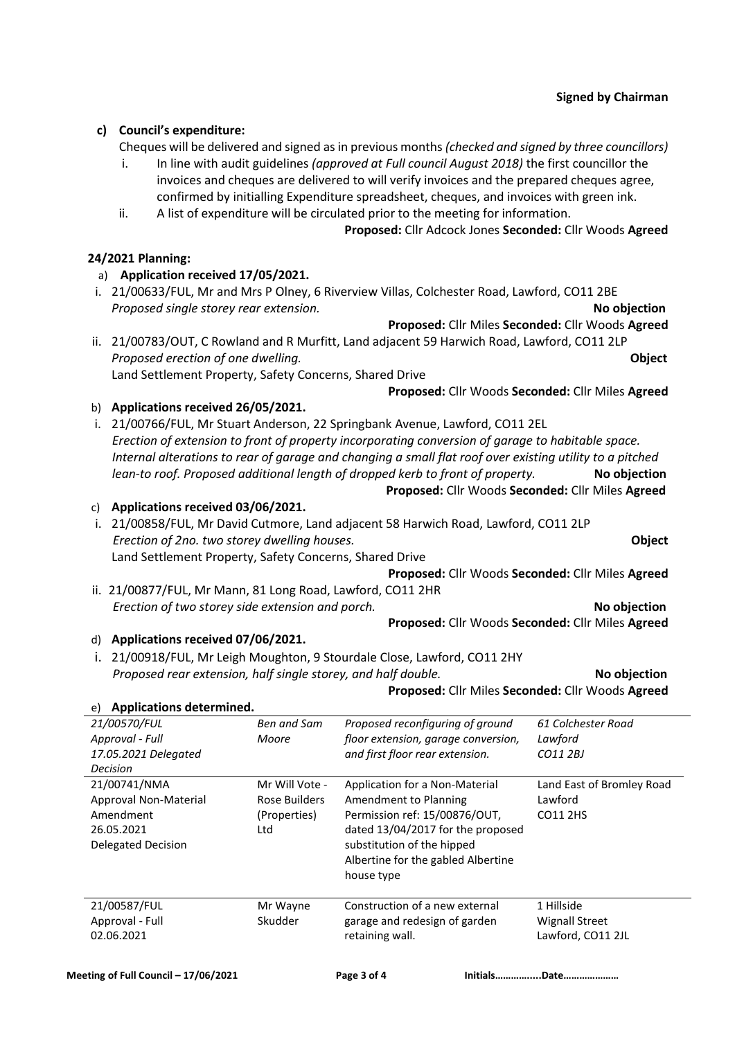**Signed by Chairman**

**c) Council's expenditure:**

Cheques will be delivered and signed as in previous months *(checked and signed by three councillors)*

i. In line with audit guidelines *(approved at Full council August 2018)* the first councillor the invoices and cheques are delivered to will verify invoices and the prepared cheques agree, confirmed by initialling Expenditure spreadsheet, cheques, and invoices with green ink.

ii. A list of expenditure will be circulated prior to the meeting for information.

**Proposed:** Cllr Adcock Jones **Seconded:** Cllr Woods **Agreed**

**24/2021 Planning:**

a) **Application received 17/05/2021.**

i. 21/00633/FUL, Mr and Mrs P Olney, 6 Riverview Villas, Colchester Road, Lawford, CO11 2BE
*Proposed single storey rear extension.* **No objection**
**Proposed:** Cllr Miles **Seconded:** Cllr Woods **Agreed**

ii. 21/00783/OUT, C Rowland and R Murfitt, Land adjacent 59 Harwich Road, Lawford, CO11 2LP
*Proposed erection of one dwelling.* **Object**
Land Settlement Property, Safety Concerns, Shared Drive
**Proposed:** Cllr Woods **Seconded:** Cllr Miles **Agreed**

b) **Applications received 26/05/2021.**

i. 21/00766/FUL, Mr Stuart Anderson, 22 Springbank Avenue, Lawford, CO11 2EL
*Erection of extension to front of property incorporating conversion of garage to habitable space. Internal alterations to rear of garage and changing a small flat roof over existing utility to a pitched lean-to roof. Proposed additional length of dropped kerb to front of property.* **No objection**
**Proposed:** Cllr Woods **Seconded:** Cllr Miles **Agreed**

c) **Applications received 03/06/2021.**

i. 21/00858/FUL, Mr David Cutmore, Land adjacent 58 Harwich Road, Lawford, CO11 2LP
*Erection of 2no. two storey dwelling houses.* **Object**
Land Settlement Property, Safety Concerns, Shared Drive
**Proposed:** Cllr Woods **Seconded:** Cllr Miles **Agreed**

ii. 21/00877/FUL, Mr Mann, 81 Long Road, Lawford, CO11 2HR
*Erection of two storey side extension and porch.* **No objection**
**Proposed:** Cllr Woods **Seconded:** Cllr Miles **Agreed**

d) **Applications received 07/06/2021.**

i. 21/00918/FUL, Mr Leigh Moughton, 9 Stourdale Close, Lawford, CO11 2HY
*Proposed rear extension, half single storey, and half double.* **No objection**
**Proposed:** Cllr Miles **Seconded:** Cllr Woods **Agreed**

e) **Applications determined.**

| | | | |
|---|---|---|---|
| *21/00570/FUL Approval - Full 17.05.2021 Delegated Decision* | *Ben and Sam Moore* | *Proposed reconfiguring of ground floor extension, garage conversion, and first floor rear extension.* | *61 Colchester Road Lawford CO11 2BJ* |
| 21/00741/NMA Approval Non-Material Amendment 26.05.2021 Delegated Decision | Mr Will Vote - Rose Builders (Properties) Ltd | Application for a Non-Material Amendment to Planning Permission ref: 15/00876/OUT, dated 13/04/2017 for the proposed substitution of the hipped Albertine for the gabled Albertine house type | Land East of Bromley Road Lawford CO11 2HS |
| 21/00587/FUL Approval - Full 02.06.2021 | Mr Wayne Skudder | Construction of a new external garage and redesign of garden retaining wall. | 1 Hillside Wignall Street Lawford, CO11 2JL |

**Meeting of Full Council – 17/06/2021** Initials……………..Date…………………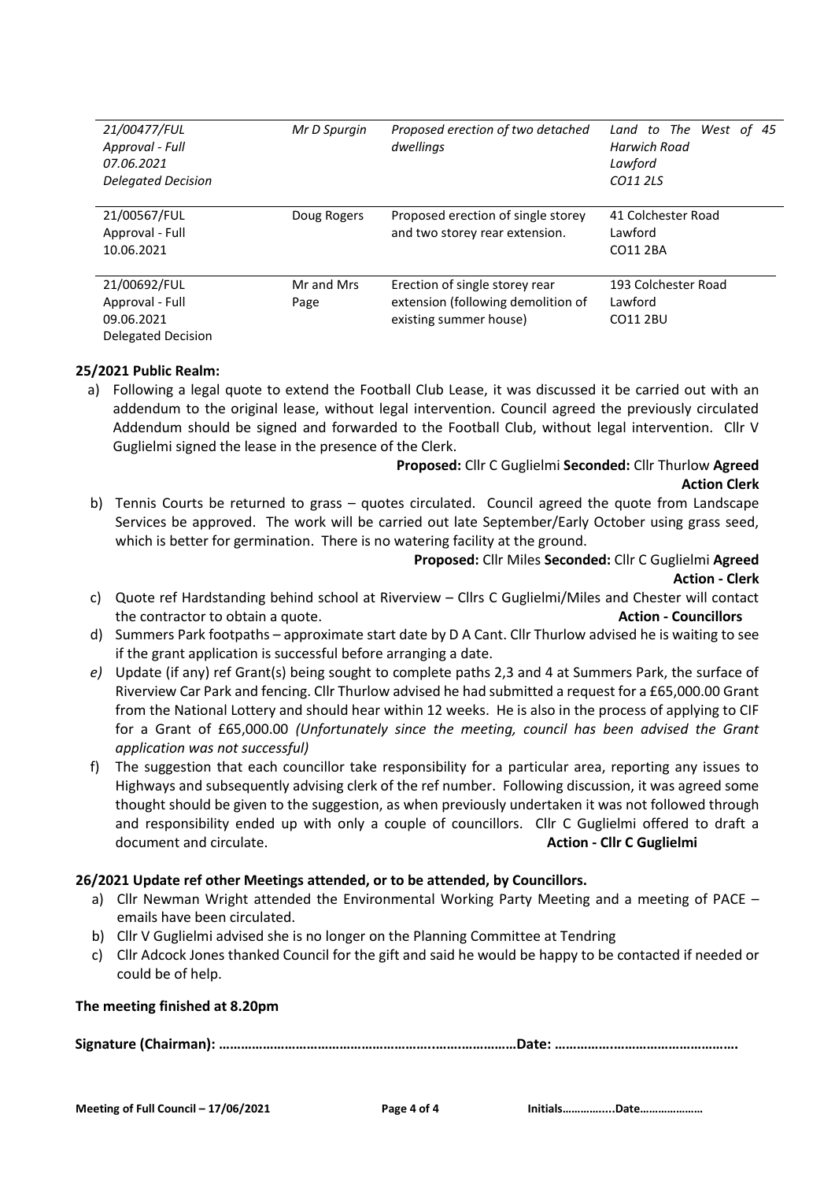| | | | |
|---|---|---|---|
| *21/00477/FUL Approval - Full 07.06.2021 Delegated Decision* | *Mr D Spurgin* | *Proposed erection of two detached dwellings* | *Land to The West of 45 Harwich Road Lawford CO11 2LS* |
| 21/00567/FUL Approval - Full 10.06.2021 | Doug Rogers | Proposed erection of single storey and two storey rear extension. | 41 Colchester Road Lawford CO11 2BA |
| 21/00692/FUL Approval - Full 09.06.2021 Delegated Decision | Mr and Mrs Page | Erection of single storey rear extension (following demolition of existing summer house) | 193 Colchester Road Lawford CO11 2BU |

**25/2021 Public Realm:**

a) Following a legal quote to extend the Football Club Lease, it was discussed it be carried out with an addendum to the original lease, without legal intervention. Council agreed the previously circulated Addendum should be signed and forwarded to the Football Club, without legal intervention. Cllr V Guglielmi signed the lease in the presence of the Clerk.

**Proposed:** Cllr C Guglielmi **Seconded:** Cllr Thurlow **Agreed**
**Action Clerk**

b) Tennis Courts be returned to grass – quotes circulated. Council agreed the quote from Landscape Services be approved. The work will be carried out late September/Early October using grass seed, which is better for germination. There is no watering facility at the ground.

**Proposed:** Cllr Miles **Seconded:** Cllr C Guglielmi **Agreed**
**Action - Clerk**

c) Quote ref Hardstanding behind school at Riverview – Cllrs C Guglielmi/Miles and Chester will contact the contractor to obtain a quote. **Action - Councillors**

d) Summers Park footpaths – approximate start date by D A Cant. Cllr Thurlow advised he is waiting to see if the grant application is successful before arranging a date.

*e)* Update (if any) ref Grant(s) being sought to complete paths 2,3 and 4 at Summers Park, the surface of Riverview Car Park and fencing. Cllr Thurlow advised he had submitted a request for a £65,000.00 Grant from the National Lottery and should hear within 12 weeks. He is also in the process of applying to CIF for a Grant of £65,000.00 *(Unfortunately since the meeting, council has been advised the Grant application was not successful)*

f) The suggestion that each councillor take responsibility for a particular area, reporting any issues to Highways and subsequently advising clerk of the ref number. Following discussion, it was agreed some thought should be given to the suggestion, as when previously undertaken it was not followed through and responsibility ended up with only a couple of councillors. Cllr C Guglielmi offered to draft a document and circulate. **Action - Cllr C Guglielmi**

**26/2021 Update ref other Meetings attended, or to be attended, by Councillors.**

a) Cllr Newman Wright attended the Environmental Working Party Meeting and a meeting of PACE – emails have been circulated.
b) Cllr V Guglielmi advised she is no longer on the Planning Committee at Tendring
c) Cllr Adcock Jones thanked Council for the gift and said he would be happy to be contacted if needed or could be of help.

**The meeting finished at 8.20pm**

**Signature (Chairman): ……………………………………………………..…………………Date: …………….………………………….**